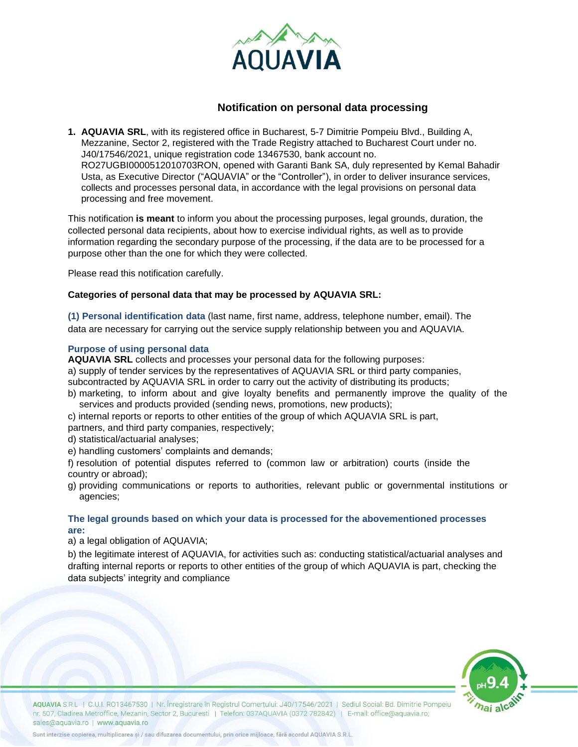# Notification on personal data processing

1. **AQUAVIA SRL**, with its registered office in Bucharest, 5-7 Dimitrie Pompeiu Blvd., Building A, Mezzanine, Sector 2, registered with the Trade Registry attached to Bucharest Court under no. J40/17546/2021, unique registration code 13467530, bank account no. RO27UGBI0000512010703RON, opened with Garanti Bank SA, duly represented by Kemal Bahadir Usta, as Executive Director ("AQUAVIA" or the "Controller"), in order to deliver insurance services, collects and processes personal data, in accordance with the legal provisions on personal data processing and free movement.

This notification **is meant** to inform you about the processing purposes, legal grounds, duration, the collected personal data recipients, about how to exercise individual rights, as well as to provide information regarding the secondary purpose of the processing, if the data are to be processed for a purpose other than the one for which they were collected.

Please read this notification carefully.

**Categories of personal data that may be processed by AQUAVIA SRL:**

**(1) Personal identification data** (last name, first name, address, telephone number, email). The data are necessary for carrying out the service supply relationship between you and AQUAVIA.

**Purpose of using personal data**

**AQUAVIA SRL** collects and processes your personal data for the following purposes:

a) supply of tender services by the representatives of AQUAVIA SRL or third party companies, subcontracted by AQUAVIA SRL in order to carry out the activity of distributing its products;

b) marketing, to inform about and give loyalty benefits and permanently improve the quality of the services and products provided (sending news, promotions, new products);

c) internal reports or reports to other entities of the group of which AQUAVIA SRL is part, partners, and third party companies, respectively;

d) statistical/actuarial analyses;

e) handling customers' complaints and demands;

f) resolution of potential disputes referred to (common law or arbitration) courts (inside the country or abroad);

g) providing communications or reports to authorities, relevant public or governmental institutions or agencies;

**The legal grounds based on which your data is processed for the abovementioned processes are:**

a) a legal obligation of AQUAVIA;

b) the legitimate interest of AQUAVIA, for activities such as: conducting statistical/actuarial analyses and drafting internal reports or reports to other entities of the group of which AQUAVIA is part, checking the data subjects' integrity and compliance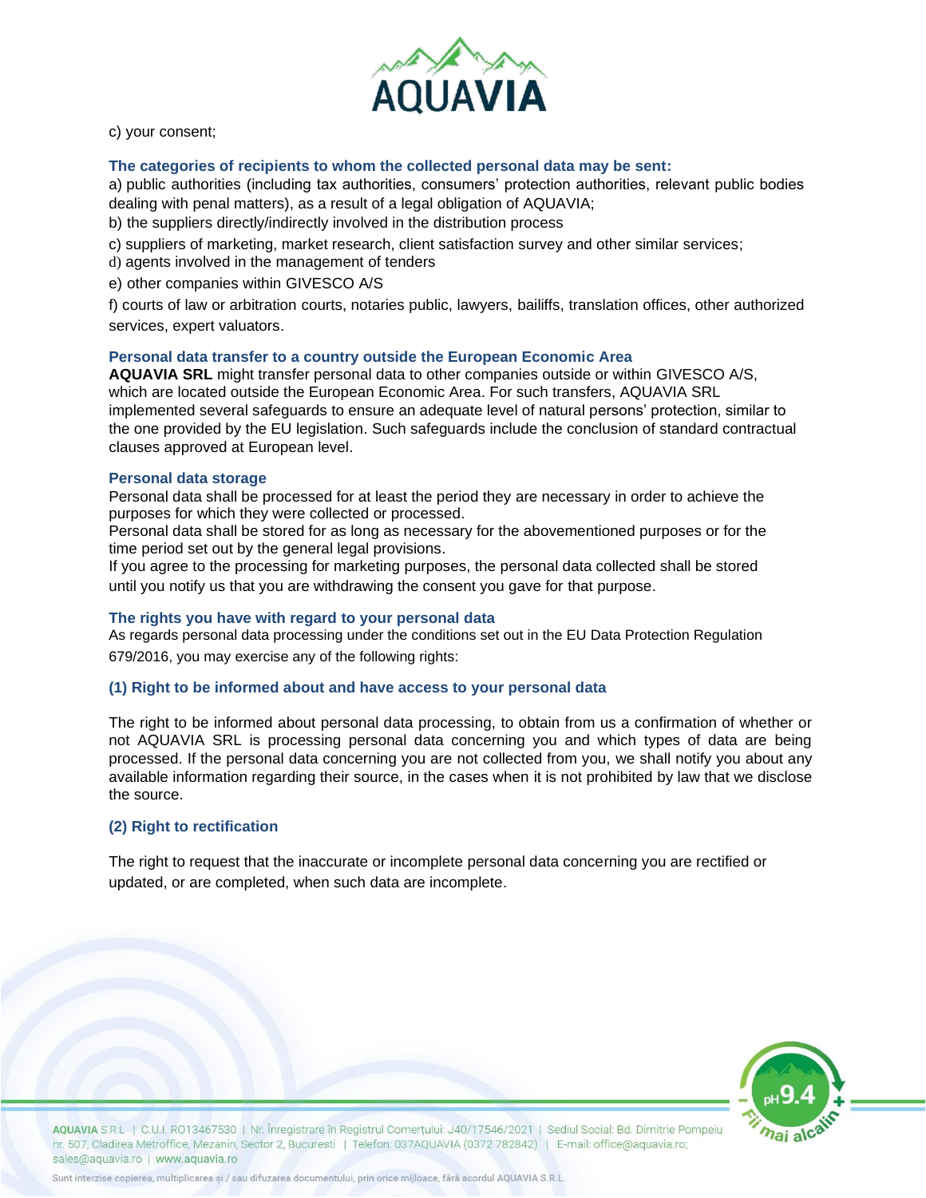c) your consent;

### The categories of recipients to whom the collected personal data may be sent:

a) public authorities (including tax authorities, consumers' protection authorities, relevant public bodies dealing with penal matters), as a result of a legal obligation of AQUAVIA;
b) the suppliers directly/indirectly involved in the distribution process
c) suppliers of marketing, market research, client satisfaction survey and other similar services;
d) agents involved in the management of tenders
e) other companies within GIVESCO A/S
f) courts of law or arbitration courts, notaries public, lawyers, bailiffs, translation offices, other authorized services, expert valuators.

### Personal data transfer to a country outside the European Economic Area

**AQUAVIA SRL** might transfer personal data to other companies outside or within GIVESCO A/S, which are located outside the European Economic Area. For such transfers, AQUAVIA SRL implemented several safeguards to ensure an adequate level of natural persons' protection, similar to the one provided by the EU legislation. Such safeguards include the conclusion of standard contractual clauses approved at European level.

### Personal data storage

Personal data shall be processed for at least the period they are necessary in order to achieve the purposes for which they were collected or processed.
Personal data shall be stored for as long as necessary for the abovementioned purposes or for the time period set out by the general legal provisions.
If you agree to the processing for marketing purposes, the personal data collected shall be stored until you notify us that you are withdrawing the consent you gave for that purpose.

### The rights you have with regard to your personal data

As regards personal data processing under the conditions set out in the EU Data Protection Regulation 679/2016, you may exercise any of the following rights:

#### (1) Right to be informed about and have access to your personal data

The right to be informed about personal data processing, to obtain from us a confirmation of whether or not AQUAVIA SRL is processing personal data concerning you and which types of data are being processed. If the personal data concerning you are not collected from you, we shall notify you about any available information regarding their source, in the cases when it is not prohibited by law that we disclose the source.

#### (2) Right to rectification

The right to request that the inaccurate or incomplete personal data concerning you are rectified or updated, or are completed, when such data are incomplete.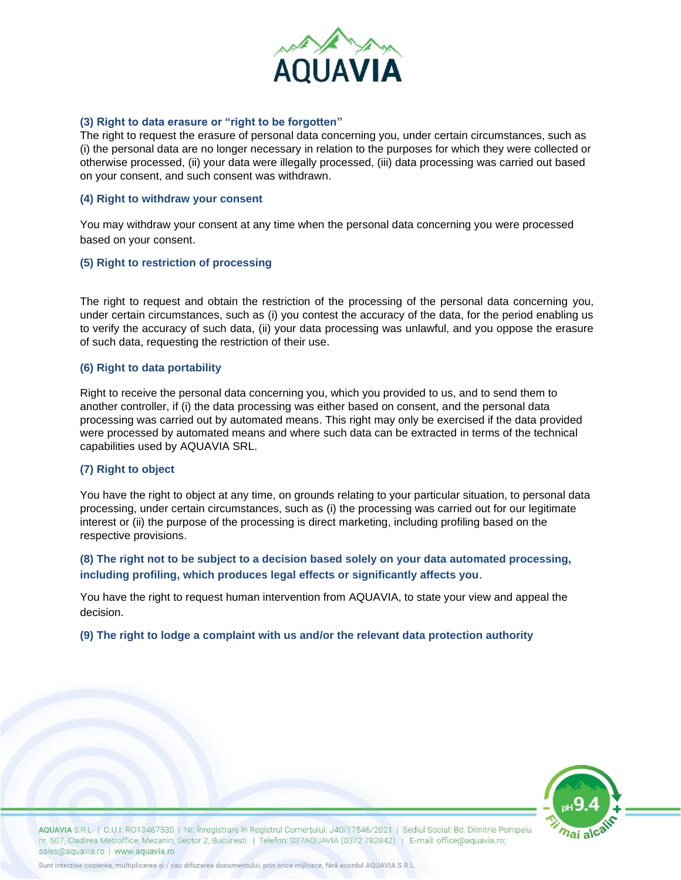### (3) Right to data erasure or "right to be forgotten"

The right to request the erasure of personal data concerning you, under certain circumstances, such as (i) the personal data are no longer necessary in relation to the purposes for which they were collected or otherwise processed, (ii) your data were illegally processed, (iii) data processing was carried out based on your consent, and such consent was withdrawn.

### (4) Right to withdraw your consent

You may withdraw your consent at any time when the personal data concerning you were processed based on your consent.

### (5) Right to restriction of processing

The right to request and obtain the restriction of the processing of the personal data concerning you, under certain circumstances, such as (i) you contest the accuracy of the data, for the period enabling us to verify the accuracy of such data, (ii) your data processing was unlawful, and you oppose the erasure of such data, requesting the restriction of their use.

### (6) Right to data portability

Right to receive the personal data concerning you, which you provided to us, and to send them to another controller, if (i) the data processing was either based on consent, and the personal data processing was carried out by automated means. This right may only be exercised if the data provided were processed by automated means and where such data can be extracted in terms of the technical capabilities used by AQUAVIA SRL.

### (7) Right to object

You have the right to object at any time, on grounds relating to your particular situation, to personal data processing, under certain circumstances, such as (i) the processing was carried out for our legitimate interest or (ii) the purpose of the processing is direct marketing, including profiling based on the respective provisions.

### (8) The right not to be subject to a decision based solely on your data automated processing, including profiling, which produces legal effects or significantly affects you.

You have the right to request human intervention from AQUAVIA, to state your view and appeal the decision.

### (9) The right to lodge a complaint with us and/or the relevant data protection authority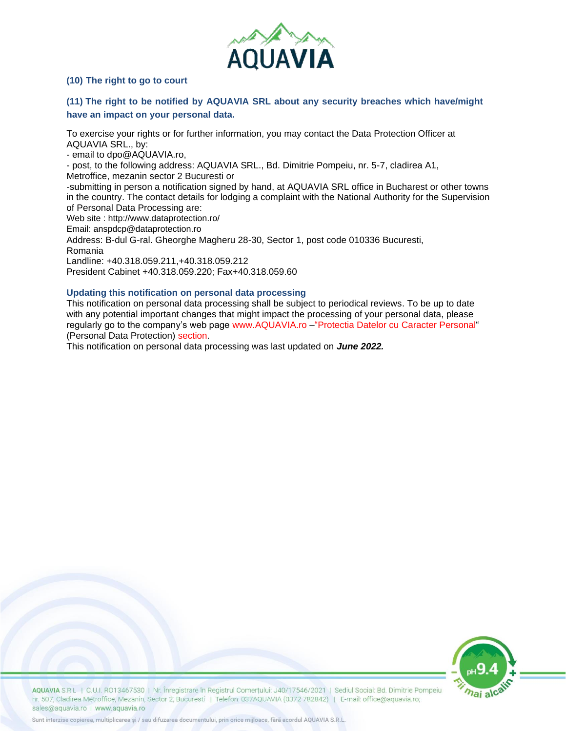### (10) The right to go to court

### (11) The right to be notified by AQUAVIA SRL about any security breaches which have/might have an impact on your personal data.

To exercise your rights or for further information, you may contact the Data Protection Officer at AQUAVIA SRL., by:

- email to dpo@AQUAVIA.ro,
- post, to the following address: AQUAVIA SRL., Bd. Dimitrie Pompeiu, nr. 5-7, cladirea A1, Metroffice, mezanin sector 2 Bucuresti or

-submitting in person a notification signed by hand, at AQUAVIA SRL office in Bucharest or other towns in the country. The contact details for lodging a complaint with the National Authority for the Supervision of Personal Data Processing are:

Web site : http://www.dataprotection.ro/
Email: anspdcp@dataprotection.ro
Address: B-dul G-ral. Gheorghe Magheru 28-30, Sector 1, post code 010336 Bucuresti, Romania
Landline: +40.318.059.211,+40.318.059.212
President Cabinet +40.318.059.220; Fax+40.318.059.60

### Updating this notification on personal data processing

This notification on personal data processing shall be subject to periodical reviews. To be up to date with any potential important changes that might impact the processing of your personal data, please regularly go to the company's web page www.AQUAVIA.ro –"Protectia Datelor cu Caracter Personal" (Personal Data Protection) section.

This notification on personal data processing was last updated on ***June 2022.***